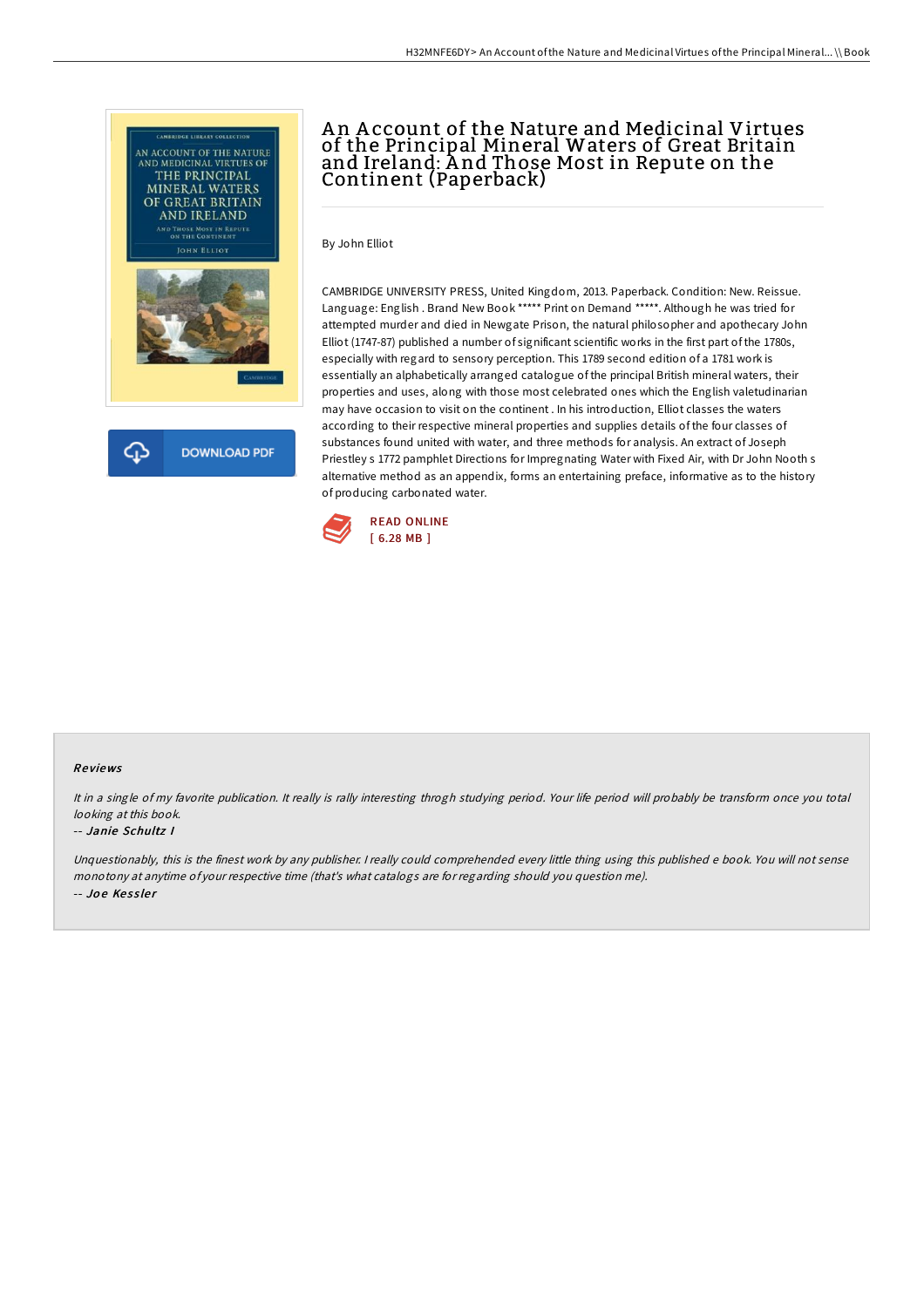# An Account of the Nature and Medicinal Virtues of the Principal Mineral Waters of Great Britain and Ireland: And Those Most in Repute on the Continent (Paperback)

By John Elliot

CAMBRIDGE UNIVERSITY PRESS, United Kingdom, 2013. Paperback. Condition: New. Reissue. Language: English . Brand New Book ***** Print on Demand *****. Although he was tried for attempted murder and died in Newgate Prison, the natural philosopher and apothecary John Elliot (1747-87) published a number of significant scientific works in the first part of the 1780s, especially with regard to sensory perception. This 1789 second edition of a 1781 work is essentially an alphabetically arranged catalogue of the principal British mineral waters, their properties and uses, along with those most celebrated ones which the English valetudinarian may have occasion to visit on the continent . In his introduction, Elliot classes the waters according to their respective mineral properties and supplies details of the four classes of substances found united with water, and three methods for analysis. An extract of Joseph Priestley s 1772 pamphlet Directions for Impregnating Water with Fixed Air, with Dr John Nooth s alternative method as an appendix, forms an entertaining preface, informative as to the history of producing carbonated water.

DOWNLOAD PDF

READ ONLINE
[ 6.28 MB ]

## Reviews

*It in a single of my favorite publication. It really is rally interesting throgh studying period. Your life period will probably be transform once you total looking at this book.*

-- *Janie Schultz I*

*Unquestionably, this is the finest work by any publisher. I really could comprehended every little thing using this published e book. You will not sense monotony at anytime of your respective time (that's what catalogs are for regarding should you question me).*

-- *Joe Kessler*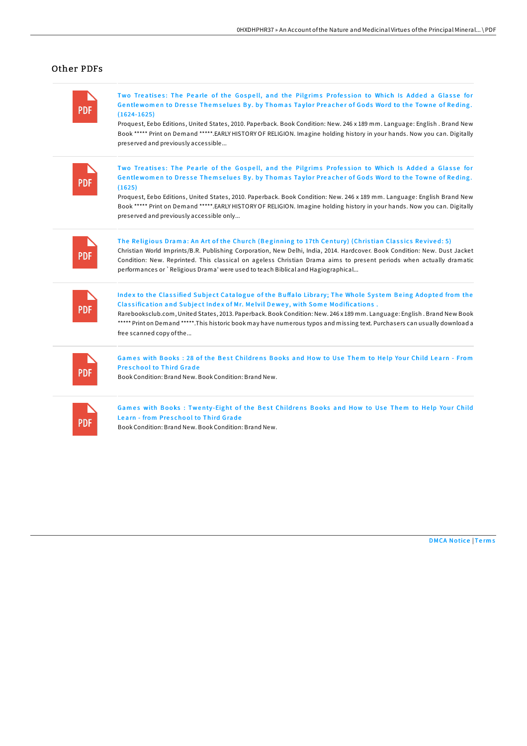## Other PDFs

PDF

**Two Treatises: The Pearle of the Gospell, and the Pilgrims Profession to Which Is Added a Glasse for Gentlewomen to Dresse Themselues By. by Thomas Taylor Preacher of Gods Word to the Towne of Reding. (1624-1625)**

Proquest, Eebo Editions, United States, 2010. Paperback. Book Condition: New. 246 x 189 mm. Language: English . Brand New Book ***** Print on Demand *****.EARLY HISTORY OF RELIGION. Imagine holding history in your hands. Now you can. Digitally preserved and previously accessible...

PDF

**Two Treatises: The Pearle of the Gospell, and the Pilgrims Profession to Which Is Added a Glasse for Gentlewomen to Dresse Themselues By. by Thomas Taylor Preacher of Gods Word to the Towne of Reding. (1625)**

Proquest, Eebo Editions, United States, 2010. Paperback. Book Condition: New. 246 x 189 mm. Language: English Brand New Book ***** Print on Demand *****.EARLY HISTORY OF RELIGION. Imagine holding history in your hands. Now you can. Digitally preserved and previously accessible only...

PDF

**The Religious Drama: An Art of the Church (Beginning to 17th Century) (Christian Classics Revived: 5)**

Christian World Imprints/B.R. Publishing Corporation, New Delhi, India, 2014. Hardcover. Book Condition: New. Dust Jacket Condition: New. Reprinted. This classical on ageless Christian Drama aims to present periods when actually dramatic performances or `Religious Drama' were used to teach Biblical and Hagiographical...

PDF

**Index to the Classified Subject Catalogue of the Buffalo Library; The Whole System Being Adopted from the Classification and Subject Index of Mr. Melvil Dewey, with Some Modifications .**

Rarebooksclub.com, United States, 2013. Paperback. Book Condition: New. 246 x 189 mm. Language: English . Brand New Book ***** Print on Demand *****.This historic book may have numerous typos and missing text. Purchasers can usually download a free scanned copy of the...

PDF

**Games with Books : 28 of the Best Childrens Books and How to Use Them to Help Your Child Learn - From Preschool to Third Grade**

Book Condition: Brand New. Book Condition: Brand New.

PDF

**Games with Books : Twenty-Eight of the Best Childrens Books and How to Use Them to Help Your Child Learn - from Preschool to Third Grade**

Book Condition: Brand New. Book Condition: Brand New.

DMCA Notice | Terms